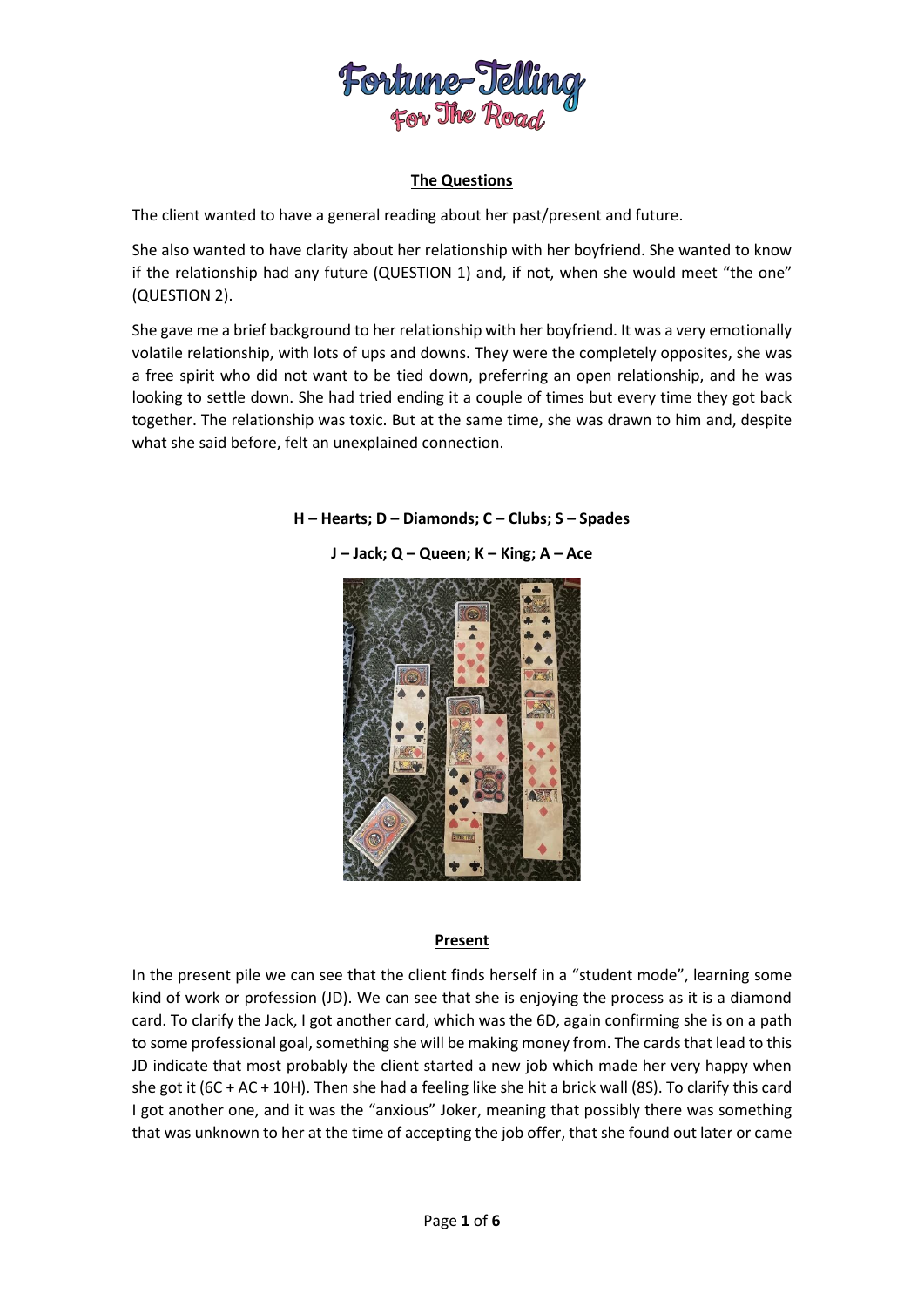# Fortune-Telling For The Road

## The Questions

The client wanted to have a general reading about her past/present and future.

She also wanted to have clarity about her relationship with her boyfriend. She wanted to know if the relationship had any future (QUESTION 1) and, if not, when she would meet "the one" (QUESTION 2).

She gave me a brief background to her relationship with her boyfriend. It was a very emotionally volatile relationship, with lots of ups and downs. They were the completely opposites, she was a free spirit who did not want to be tied down, preferring an open relationship, and he was looking to settle down. She had tried ending it a couple of times but every time they got back together. The relationship was toxic. But at the same time, she was drawn to him and, despite what she said before, felt an unexplained connection.

**H – Hearts; D – Diamonds; C – Clubs; S – Spades**

**J – Jack; Q – Queen; K – King; A – Ace**

## Present

In the present pile we can see that the client finds herself in a "student mode", learning some kind of work or profession (JD). We can see that she is enjoying the process as it is a diamond card. To clarify the Jack, I got another card, which was the 6D, again confirming she is on a path to some professional goal, something she will be making money from. The cards that lead to this JD indicate that most probably the client started a new job which made her very happy when she got it (6C + AC + 10H). Then she had a feeling like she hit a brick wall (8S). To clarify this card I got another one, and it was the "anxious" Joker, meaning that possibly there was something that was unknown to her at the time of accepting the job offer, that she found out later or came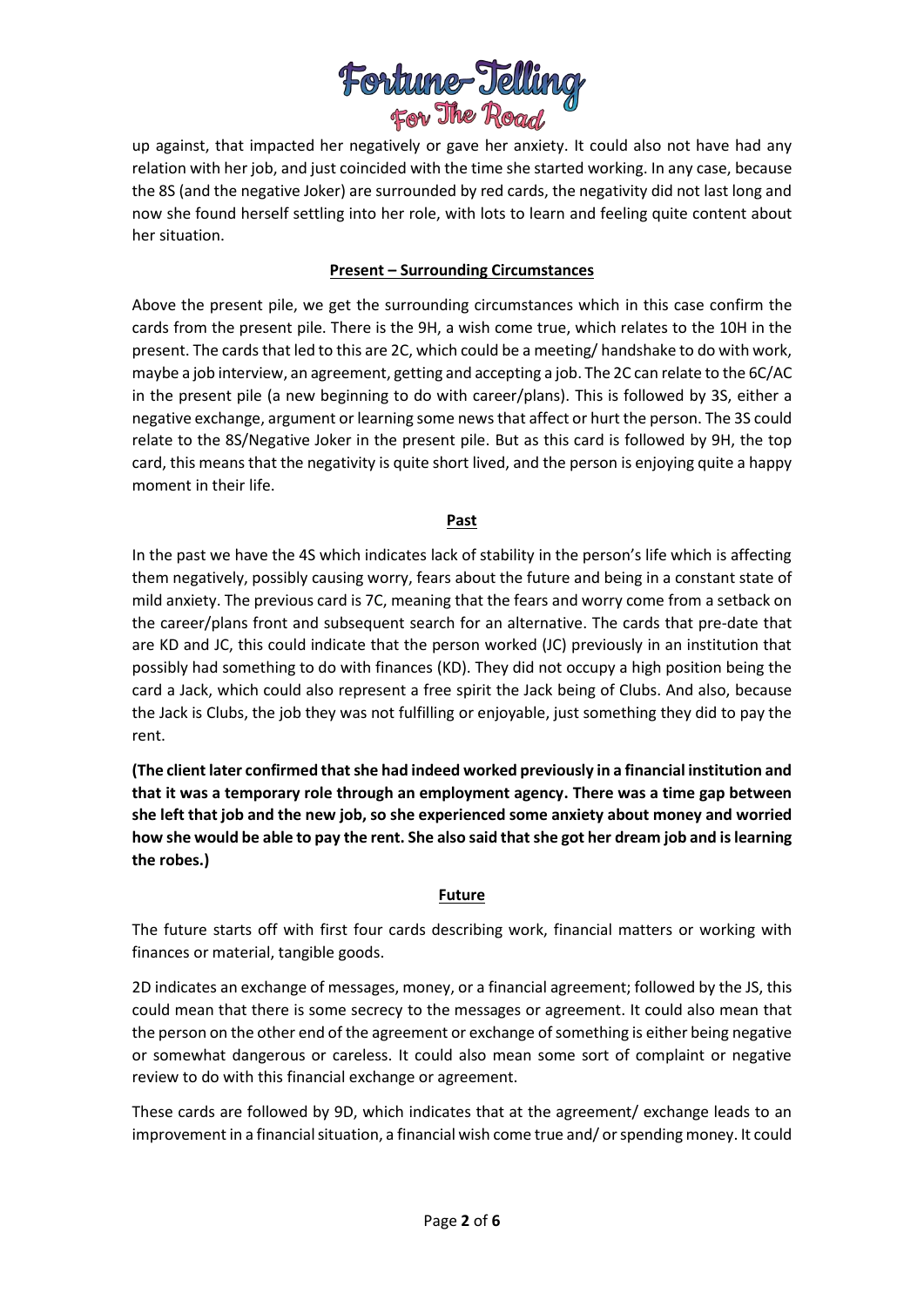up against, that impacted her negatively or gave her anxiety. It could also not have had any relation with her job, and just coincided with the time she started working. In any case, because the 8S (and the negative Joker) are surrounded by red cards, the negativity did not last long and now she found herself settling into her role, with lots to learn and feeling quite content about her situation.

**Present – Surrounding Circumstances**

Above the present pile, we get the surrounding circumstances which in this case confirm the cards from the present pile. There is the 9H, a wish come true, which relates to the 10H in the present. The cards that led to this are 2C, which could be a meeting/ handshake to do with work, maybe a job interview, an agreement, getting and accepting a job. The 2C can relate to the 6C/AC in the present pile (a new beginning to do with career/plans). This is followed by 3S, either a negative exchange, argument or learning some news that affect or hurt the person. The 3S could relate to the 8S/Negative Joker in the present pile. But as this card is followed by 9H, the top card, this means that the negativity is quite short lived, and the person is enjoying quite a happy moment in their life.

**Past**

In the past we have the 4S which indicates lack of stability in the person's life which is affecting them negatively, possibly causing worry, fears about the future and being in a constant state of mild anxiety. The previous card is 7C, meaning that the fears and worry come from a setback on the career/plans front and subsequent search for an alternative. The cards that pre-date that are KD and JC, this could indicate that the person worked (JC) previously in an institution that possibly had something to do with finances (KD). They did not occupy a high position being the card a Jack, which could also represent a free spirit the Jack being of Clubs. And also, because the Jack is Clubs, the job they was not fulfilling or enjoyable, just something they did to pay the rent.

**(The client later confirmed that she had indeed worked previously in a financial institution and that it was a temporary role through an employment agency. There was a time gap between she left that job and the new job, so she experienced some anxiety about money and worried how she would be able to pay the rent. She also said that she got her dream job and is learning the robes.)**

**Future**

The future starts off with first four cards describing work, financial matters or working with finances or material, tangible goods.

2D indicates an exchange of messages, money, or a financial agreement; followed by the JS, this could mean that there is some secrecy to the messages or agreement. It could also mean that the person on the other end of the agreement or exchange of something is either being negative or somewhat dangerous or careless. It could also mean some sort of complaint or negative review to do with this financial exchange or agreement.

These cards are followed by 9D, which indicates that at the agreement/ exchange leads to an improvement in a financial situation, a financial wish come true and/ or spending money. It could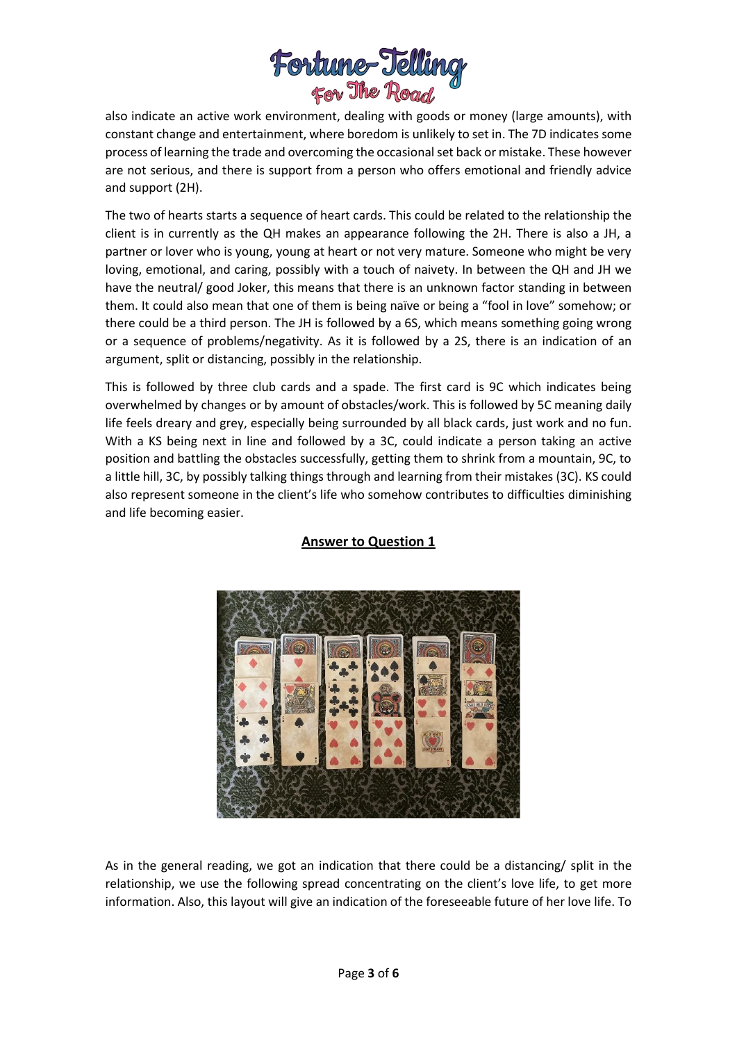also indicate an active work environment, dealing with goods or money (large amounts), with constant change and entertainment, where boredom is unlikely to set in. The 7D indicates some process of learning the trade and overcoming the occasional set back or mistake. These however are not serious, and there is support from a person who offers emotional and friendly advice and support (2H).

The two of hearts starts a sequence of heart cards. This could be related to the relationship the client is in currently as the QH makes an appearance following the 2H. There is also a JH, a partner or lover who is young, young at heart or not very mature. Someone who might be very loving, emotional, and caring, possibly with a touch of naivety. In between the QH and JH we have the neutral/ good Joker, this means that there is an unknown factor standing in between them. It could also mean that one of them is being naïve or being a "fool in love" somehow; or there could be a third person. The JH is followed by a 6S, which means something going wrong or a sequence of problems/negativity. As it is followed by a 2S, there is an indication of an argument, split or distancing, possibly in the relationship.

This is followed by three club cards and a spade. The first card is 9C which indicates being overwhelmed by changes or by amount of obstacles/work. This is followed by 5C meaning daily life feels dreary and grey, especially being surrounded by all black cards, just work and no fun. With a KS being next in line and followed by a 3C, could indicate a person taking an active position and battling the obstacles successfully, getting them to shrink from a mountain, 9C, to a little hill, 3C, by possibly talking things through and learning from their mistakes (3C). KS could also represent someone in the client's life who somehow contributes to difficulties diminishing and life becoming easier.

## Answer to Question 1

As in the general reading, we got an indication that there could be a distancing/ split in the relationship, we use the following spread concentrating on the client's love life, to get more information. Also, this layout will give an indication of the foreseeable future of her love life. To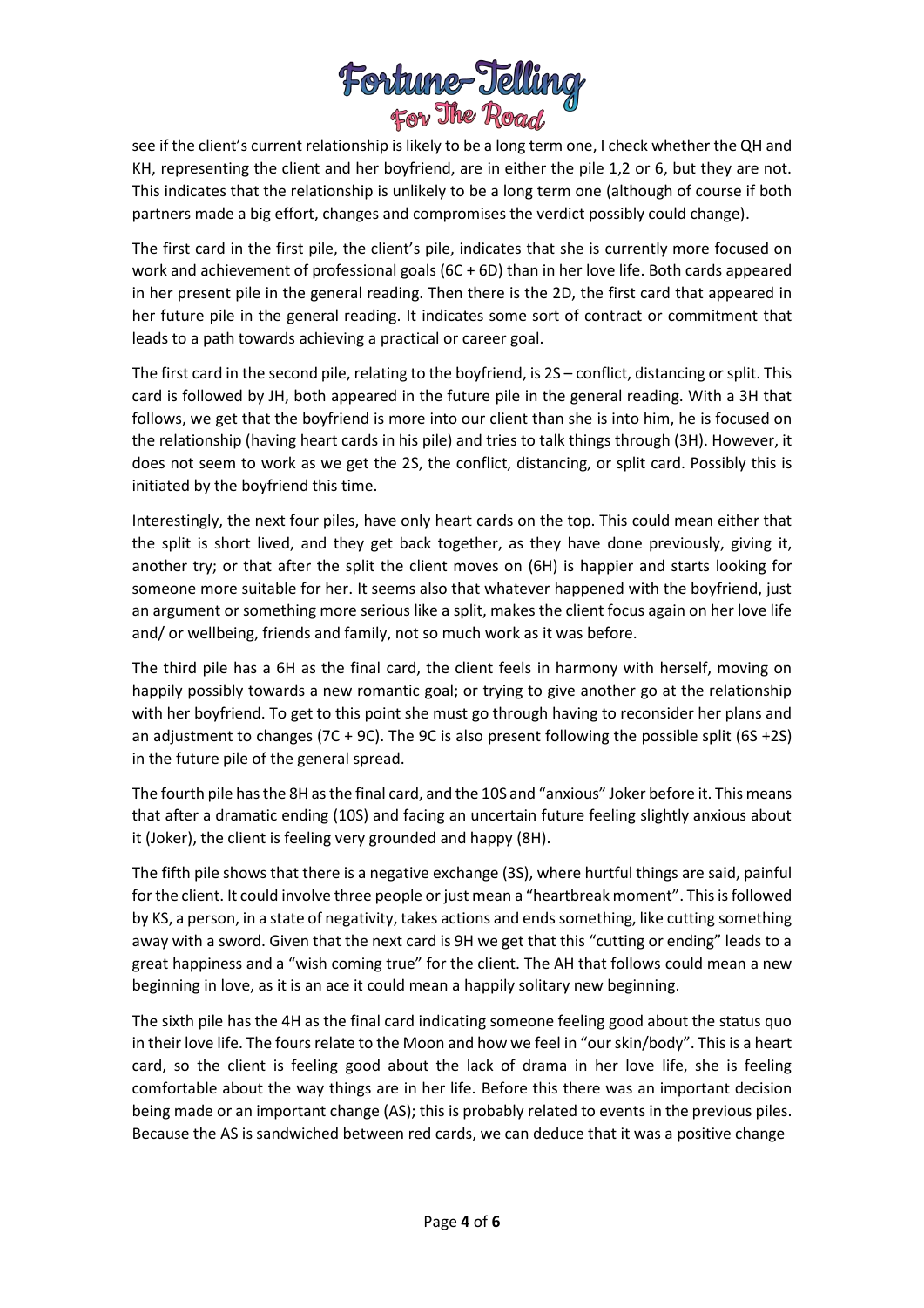see if the client's current relationship is likely to be a long term one, I check whether the QH and KH, representing the client and her boyfriend, are in either the pile 1,2 or 6, but they are not. This indicates that the relationship is unlikely to be a long term one (although of course if both partners made a big effort, changes and compromises the verdict possibly could change).

The first card in the first pile, the client's pile, indicates that she is currently more focused on work and achievement of professional goals (6C + 6D) than in her love life. Both cards appeared in her present pile in the general reading. Then there is the 2D, the first card that appeared in her future pile in the general reading. It indicates some sort of contract or commitment that leads to a path towards achieving a practical or career goal.

The first card in the second pile, relating to the boyfriend, is 2S – conflict, distancing or split. This card is followed by JH, both appeared in the future pile in the general reading. With a 3H that follows, we get that the boyfriend is more into our client than she is into him, he is focused on the relationship (having heart cards in his pile) and tries to talk things through (3H). However, it does not seem to work as we get the 2S, the conflict, distancing, or split card. Possibly this is initiated by the boyfriend this time.

Interestingly, the next four piles, have only heart cards on the top. This could mean either that the split is short lived, and they get back together, as they have done previously, giving it, another try; or that after the split the client moves on (6H) is happier and starts looking for someone more suitable for her. It seems also that whatever happened with the boyfriend, just an argument or something more serious like a split, makes the client focus again on her love life and/ or wellbeing, friends and family, not so much work as it was before.

The third pile has a 6H as the final card, the client feels in harmony with herself, moving on happily possibly towards a new romantic goal; or trying to give another go at the relationship with her boyfriend. To get to this point she must go through having to reconsider her plans and an adjustment to changes (7C + 9C). The 9C is also present following the possible split (6S +2S) in the future pile of the general spread.

The fourth pile has the 8H as the final card, and the 10S and "anxious" Joker before it. This means that after a dramatic ending (10S) and facing an uncertain future feeling slightly anxious about it (Joker), the client is feeling very grounded and happy (8H).

The fifth pile shows that there is a negative exchange (3S), where hurtful things are said, painful for the client. It could involve three people or just mean a "heartbreak moment". This is followed by KS, a person, in a state of negativity, takes actions and ends something, like cutting something away with a sword. Given that the next card is 9H we get that this "cutting or ending" leads to a great happiness and a "wish coming true" for the client. The AH that follows could mean a new beginning in love, as it is an ace it could mean a happily solitary new beginning.

The sixth pile has the 4H as the final card indicating someone feeling good about the status quo in their love life. The fours relate to the Moon and how we feel in "our skin/body". This is a heart card, so the client is feeling good about the lack of drama in her love life, she is feeling comfortable about the way things are in her life. Before this there was an important decision being made or an important change (AS); this is probably related to events in the previous piles. Because the AS is sandwiched between red cards, we can deduce that it was a positive change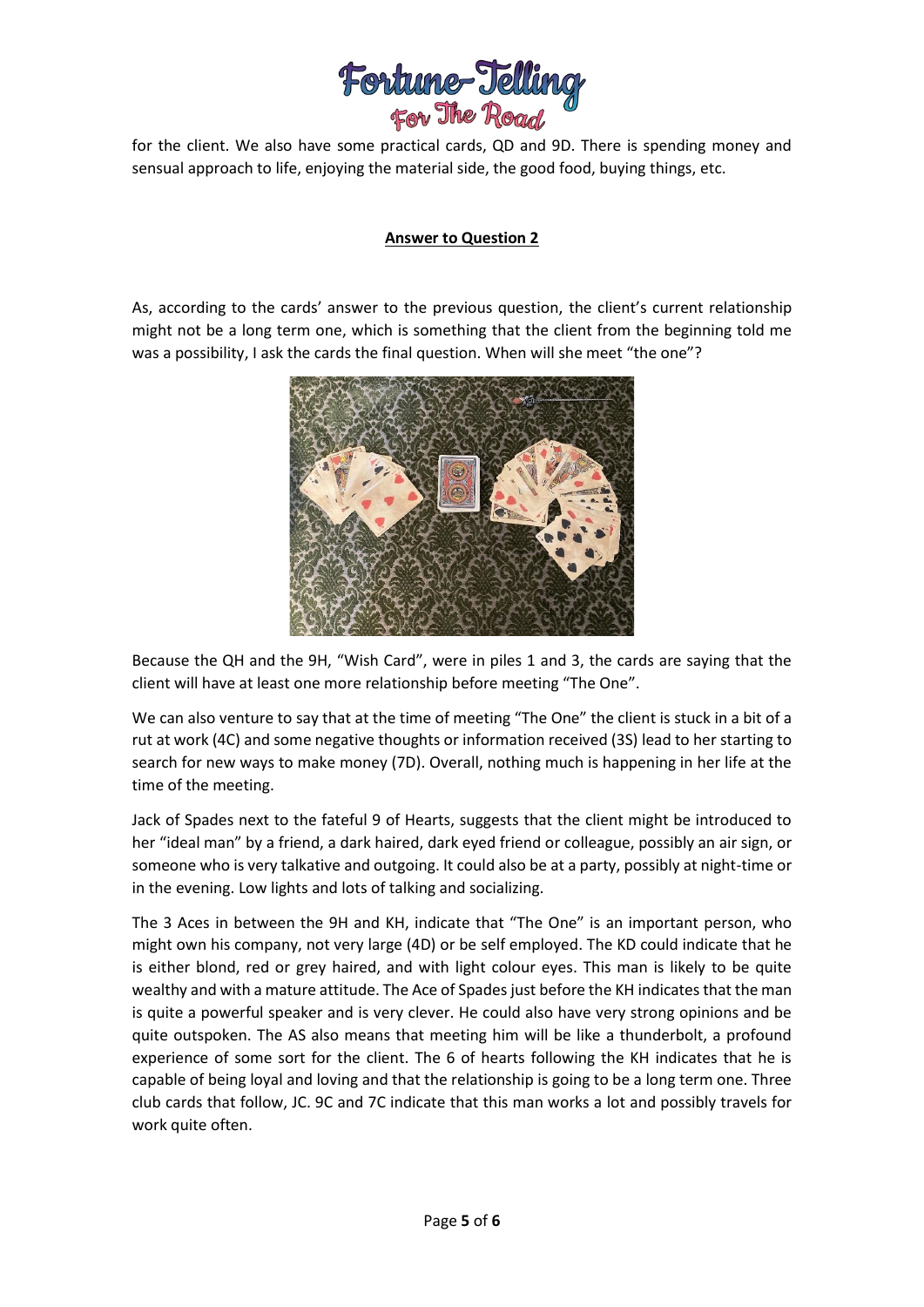for the client. We also have some practical cards, QD and 9D. There is spending money and sensual approach to life, enjoying the material side, the good food, buying things, etc.

## **Answer to Question 2**

As, according to the cards' answer to the previous question, the client's current relationship might not be a long term one, which is something that the client from the beginning told me was a possibility, I ask the cards the final question. When will she meet "the one"?

Because the QH and the 9H, "Wish Card", were in piles 1 and 3, the cards are saying that the client will have at least one more relationship before meeting "The One".

We can also venture to say that at the time of meeting "The One" the client is stuck in a bit of a rut at work (4C) and some negative thoughts or information received (3S) lead to her starting to search for new ways to make money (7D). Overall, nothing much is happening in her life at the time of the meeting.

Jack of Spades next to the fateful 9 of Hearts, suggests that the client might be introduced to her "ideal man" by a friend, a dark haired, dark eyed friend or colleague, possibly an air sign, or someone who is very talkative and outgoing. It could also be at a party, possibly at night-time or in the evening. Low lights and lots of talking and socializing.

The 3 Aces in between the 9H and KH, indicate that "The One" is an important person, who might own his company, not very large (4D) or be self employed. The KD could indicate that he is either blond, red or grey haired, and with light colour eyes. This man is likely to be quite wealthy and with a mature attitude. The Ace of Spades just before the KH indicates that the man is quite a powerful speaker and is very clever. He could also have very strong opinions and be quite outspoken. The AS also means that meeting him will be like a thunderbolt, a profound experience of some sort for the client. The 6 of hearts following the KH indicates that he is capable of being loyal and loving and that the relationship is going to be a long term one. Three club cards that follow, JC. 9C and 7C indicate that this man works a lot and possibly travels for work quite often.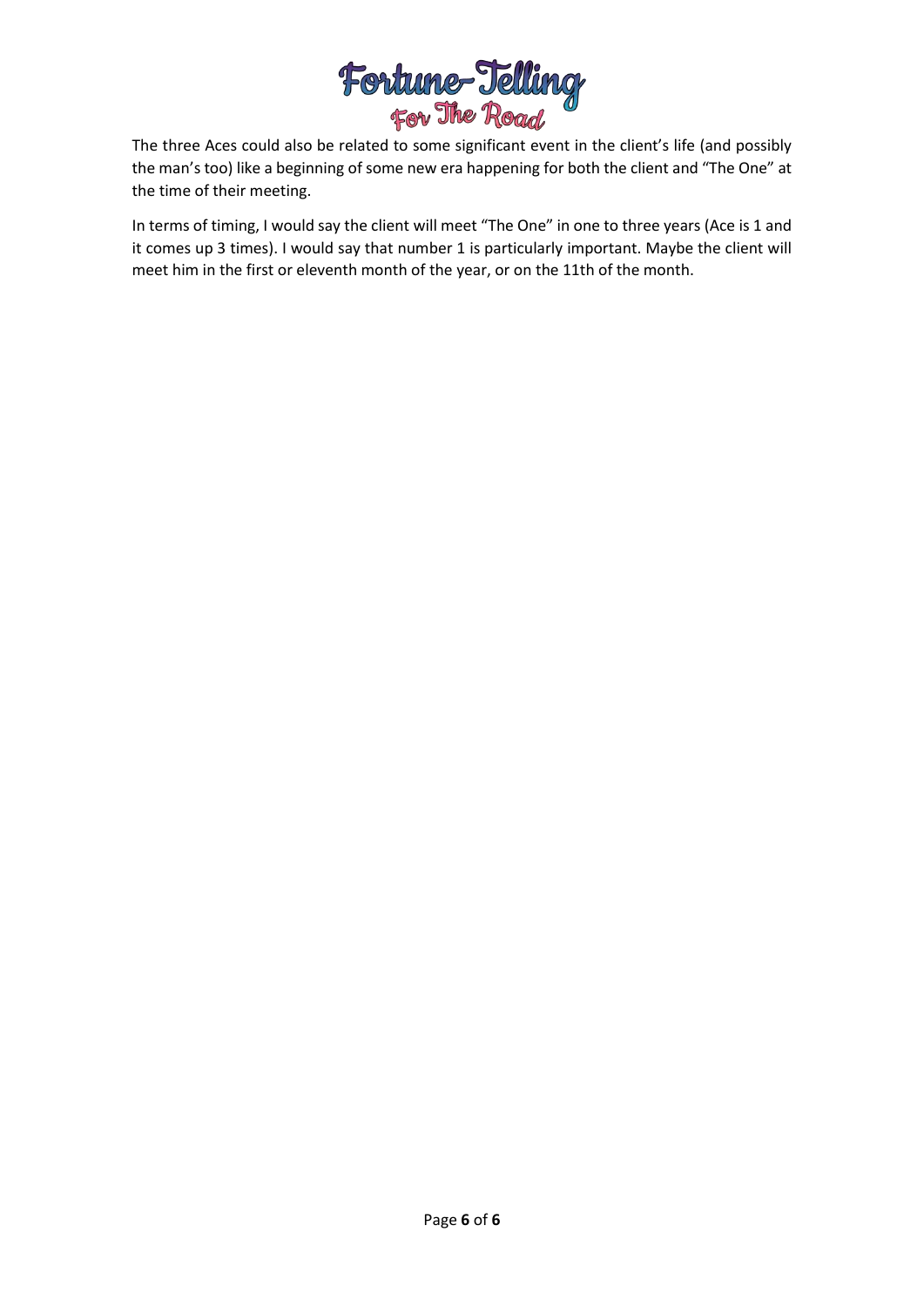The three Aces could also be related to some significant event in the client's life (and possibly the man's too) like a beginning of some new era happening for both the client and "The One" at the time of their meeting.

In terms of timing, I would say the client will meet "The One" in one to three years (Ace is 1 and it comes up 3 times). I would say that number 1 is particularly important. Maybe the client will meet him in the first or eleventh month of the year, or on the 11th of the month.